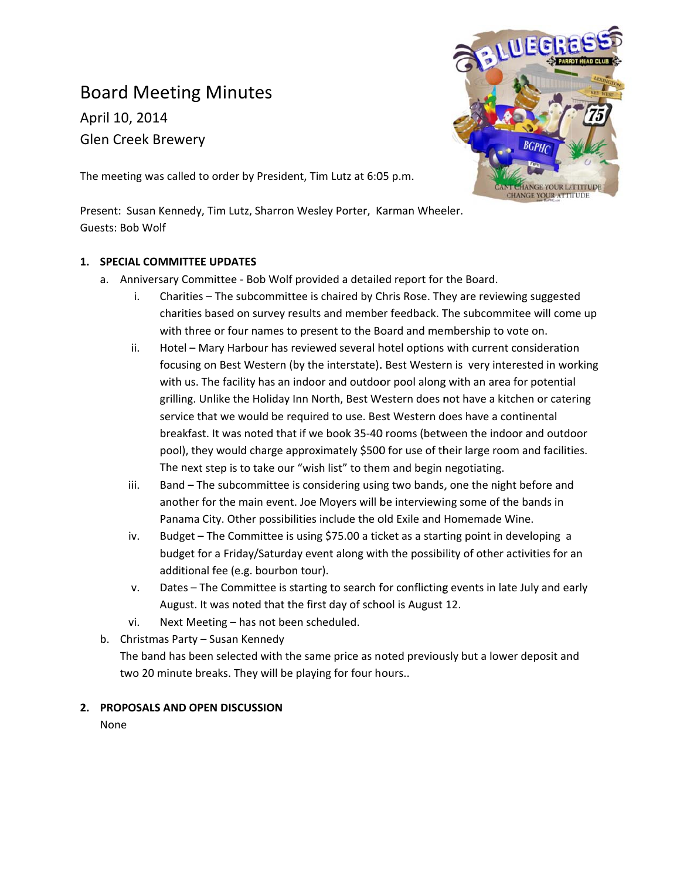# Board Meeting Minutes

April 10, 2014

Glen Creek Brewery

The meeting was called to order by President, Tim Lutz at 6:05 p.m.

Present: Susan Kennedy, Tim Lutz, Sharron Wesley Porter, Karman Wheeler.
Guests: Bob Wolf

**1. SPECIAL COMMITTEE UPDATES**

a. Anniversary Committee - Bob Wolf provided a detailed report for the Board.

i. Charities – The subcommittee is chaired by Chris Rose. They are reviewing suggested charities based on survey results and member feedback. The subcommitee will come up with three or four names to present to the Board and membership to vote on.

ii. Hotel – Mary Harbour has reviewed several hotel options with current consideration focusing on Best Western (by the interstate). Best Western is very interested in working with us. The facility has an indoor and outdoor pool along with an area for potential grilling. Unlike the Holiday Inn North, Best Western does not have a kitchen or catering service that we would be required to use. Best Western does have a continental breakfast. It was noted that if we book 35-40 rooms (between the indoor and outdoor pool), they would charge approximately $500 for use of their large room and facilities. The next step is to take our “wish list” to them and begin negotiating.

iii. Band – The subcommittee is considering using two bands, one the night before and another for the main event. Joe Moyers will be interviewing some of the bands in Panama City. Other possibilities include the old Exile and Homemade Wine.

iv. Budget – The Committee is using $75.00 a ticket as a starting point in developing a budget for a Friday/Saturday event along with the possibility of other activities for an additional fee (e.g. bourbon tour).

v. Dates – The Committee is starting to search for conflicting events in late July and early August. It was noted that the first day of school is August 12.

vi. Next Meeting – has not been scheduled.

b. Christmas Party – Susan Kennedy
The band has been selected with the same price as noted previously but a lower deposit and two 20 minute breaks. They will be playing for four hours..

**2. PROPOSALS AND OPEN DISCUSSION**

None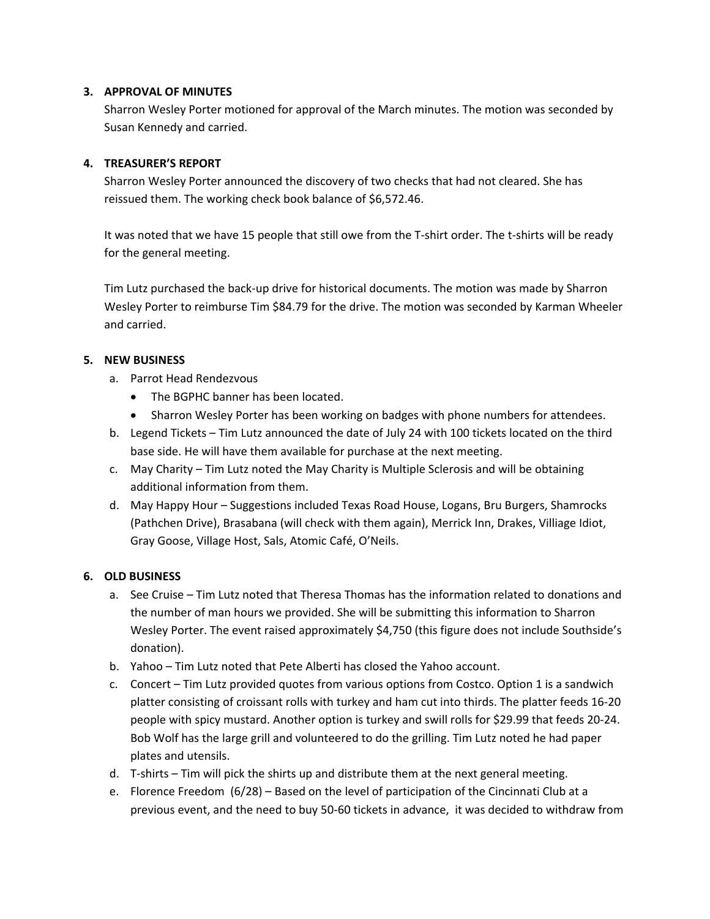3. **APPROVAL OF MINUTES**

   Sharron Wesley Porter motioned for approval of the March minutes. The motion was seconded by Susan Kennedy and carried.

4. **TREASURER'S REPORT**

   Sharron Wesley Porter announced the discovery of two checks that had not cleared. She has reissued them. The working check book balance of $6,572.46.

   It was noted that we have 15 people that still owe from the T-shirt order. The t-shirts will be ready for the general meeting.

   Tim Lutz purchased the back-up drive for historical documents. The motion was made by Sharron Wesley Porter to reimburse Tim $84.79 for the drive. The motion was seconded by Karman Wheeler and carried.

5. **NEW BUSINESS**
   a. Parrot Head Rendezvous
      - The BGPHC banner has been located.
      - Sharron Wesley Porter has been working on badges with phone numbers for attendees.

   b. Legend Tickets – Tim Lutz announced the date of July 24 with 100 tickets located on the third base side. He will have them available for purchase at the next meeting.
   c. May Charity – Tim Lutz noted the May Charity is Multiple Sclerosis and will be obtaining additional information from them.
   d. May Happy Hour – Suggestions included Texas Road House, Logans, Bru Burgers, Shamrocks (Pathchen Drive), Brasabana (will check with them again), Merrick Inn, Drakes, Villiage Idiot, Gray Goose, Village Host, Sals, Atomic Café, O'Neils.

6. **OLD BUSINESS**
   a. See Cruise – Tim Lutz noted that Theresa Thomas has the information related to donations and the number of man hours we provided. She will be submitting this information to Sharron Wesley Porter. The event raised approximately $4,750 (this figure does not include Southside's donation).
   b. Yahoo – Tim Lutz noted that Pete Alberti has closed the Yahoo account.
   c. Concert – Tim Lutz provided quotes from various options from Costco. Option 1 is a sandwich platter consisting of croissant rolls with turkey and ham cut into thirds. The platter feeds 16-20 people with spicy mustard. Another option is turkey and swill rolls for $29.99 that feeds 20-24. Bob Wolf has the large grill and volunteered to do the grilling. Tim Lutz noted he had paper plates and utensils.
   d. T-shirts – Tim will pick the shirts up and distribute them at the next general meeting.
   e. Florence Freedom (6/28) – Based on the level of participation of the Cincinnati Club at a previous event, and the need to buy 50-60 tickets in advance, it was decided to withdraw from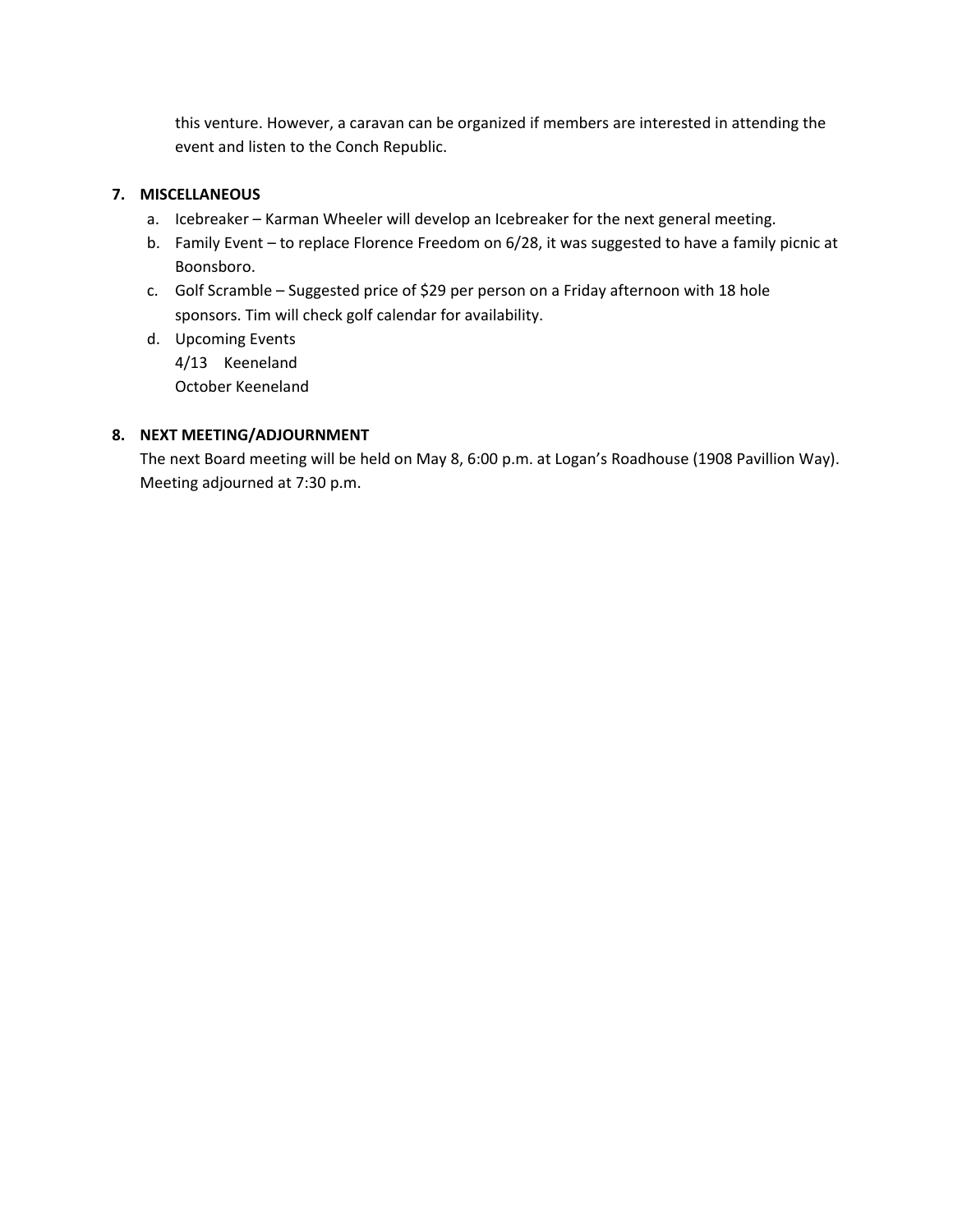this venture. However, a caravan can be organized if members are interested in attending the event and listen to the Conch Republic.

**7. MISCELLANEOUS**

a. Icebreaker – Karman Wheeler will develop an Icebreaker for the next general meeting.
b. Family Event – to replace Florence Freedom on 6/28, it was suggested to have a family picnic at Boonsboro.
c. Golf Scramble – Suggested price of $29 per person on a Friday afternoon with 18 hole sponsors. Tim will check golf calendar for availability.
d. Upcoming Events
   4/13 Keeneland
   October Keeneland

**8. NEXT MEETING/ADJOURNMENT**

The next Board meeting will be held on May 8, 6:00 p.m. at Logan's Roadhouse (1908 Pavillion Way). Meeting adjourned at 7:30 p.m.